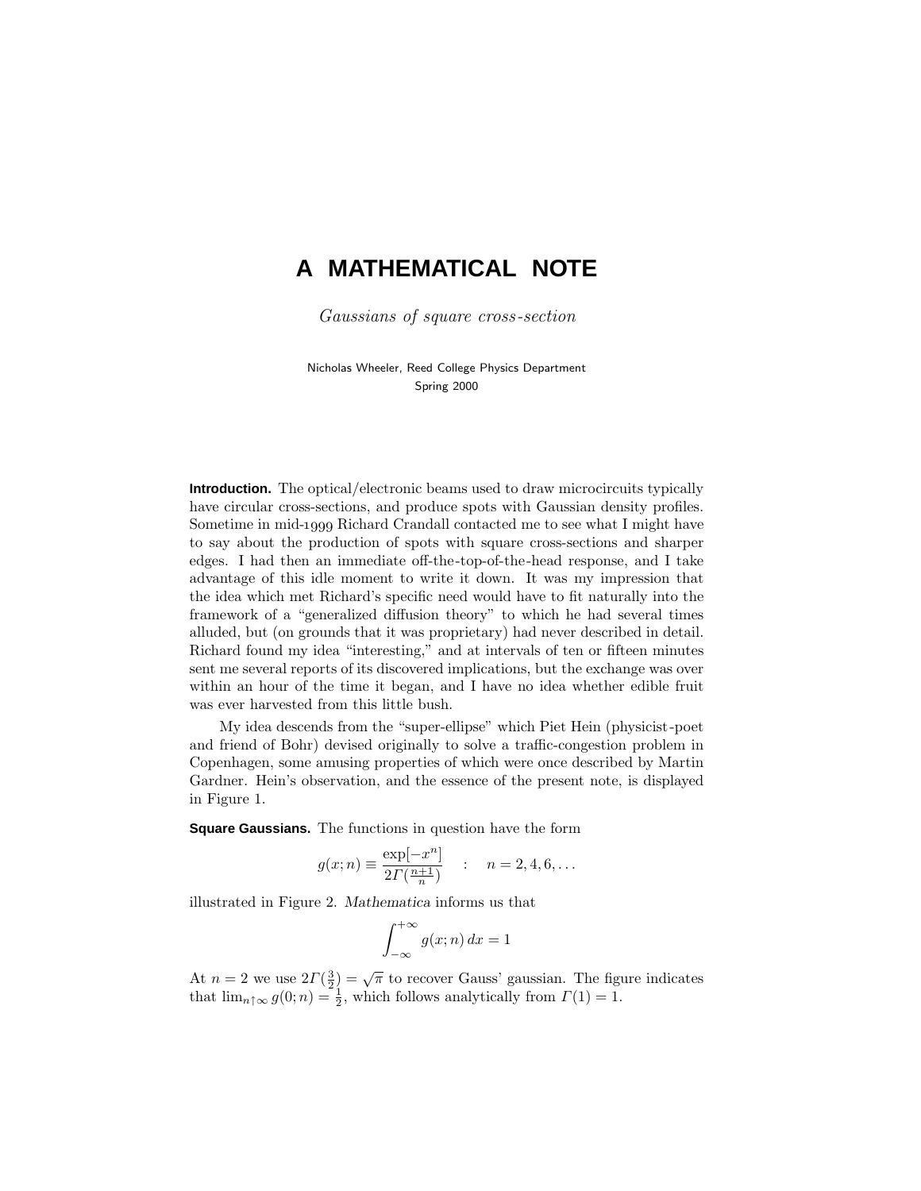# A MATHEMATICAL NOTE

*Gaussians of square cross-section*

Nicholas Wheeler, Reed College Physics Department
Spring 2000

**Introduction.** The optical/electronic beams used to draw microcircuits typically have circular cross-sections, and produce spots with Gaussian density profiles. Sometime in mid-1999 Richard Crandall contacted me to see what I might have to say about the production of spots with square cross-sections and sharper edges. I had then an immediate off-the-top-of-the-head response, and I take advantage of this idle moment to write it down. It was my impression that the idea which met Richard's specific need would have to fit naturally into the framework of a "generalized diffusion theory" to which he had several times alluded, but (on grounds that it was proprietary) had never described in detail. Richard found my idea "interesting," and at intervals of ten or fifteen minutes sent me several reports of its discovered implications, but the exchange was over within an hour of the time it began, and I have no idea whether edible fruit was ever harvested from this little bush.

My idea descends from the "super-ellipse" which Piet Hein (physicist-poet and friend of Bohr) devised originally to solve a traffic-congestion problem in Copenhagen, some amusing properties of which were once described by Martin Gardner. Hein's observation, and the essence of the present note, is displayed in Figure 1.

**Square Gaussians.** The functions in question have the form

$$g(x;n) \equiv \frac{\exp[-x^n]}{2\Gamma(\frac{n+1}{n})} \quad : \quad n = 2, 4, 6, \ldots$$

illustrated in Figure 2. *Mathematica* informs us that

$$\int_{-\infty}^{+\infty} g(x;n)\,dx = 1$$

At $n = 2$ we use $2\Gamma(\frac{3}{2}) = \sqrt{\pi}$ to recover Gauss' gaussian. The figure indicates that $\lim_{n\uparrow\infty} g(0;n) = \frac{1}{2}$, which follows analytically from $\Gamma(1) = 1$.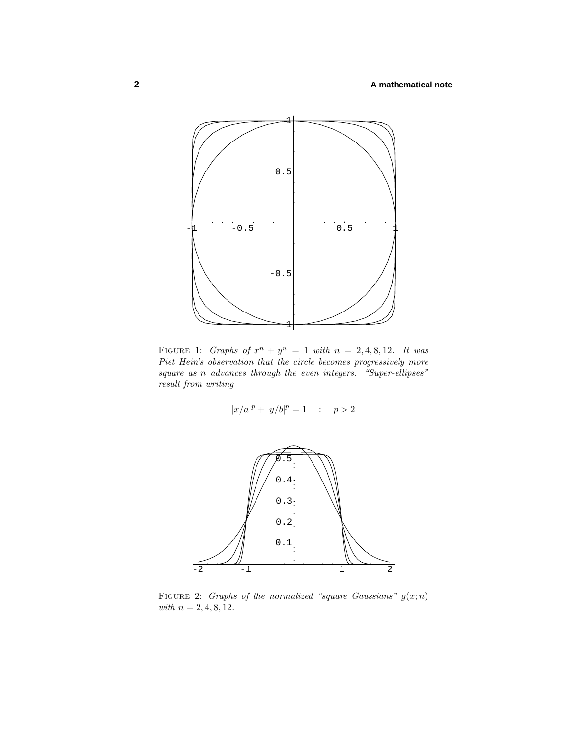FIGURE 1: *Graphs of $x^n + y^n = 1$ with $n = 2, 4, 8, 12$. It was Piet Hein's observation that the circle becomes progressively more square as $n$ advances through the even integers. "Super-ellipses" result from writing*

$$|x/a|^p + |y/b|^p = 1 \quad : \quad p > 2$$

FIGURE 2: *Graphs of the normalized "square Gaussians" $g(x; n)$ with $n = 2, 4, 8, 12$.*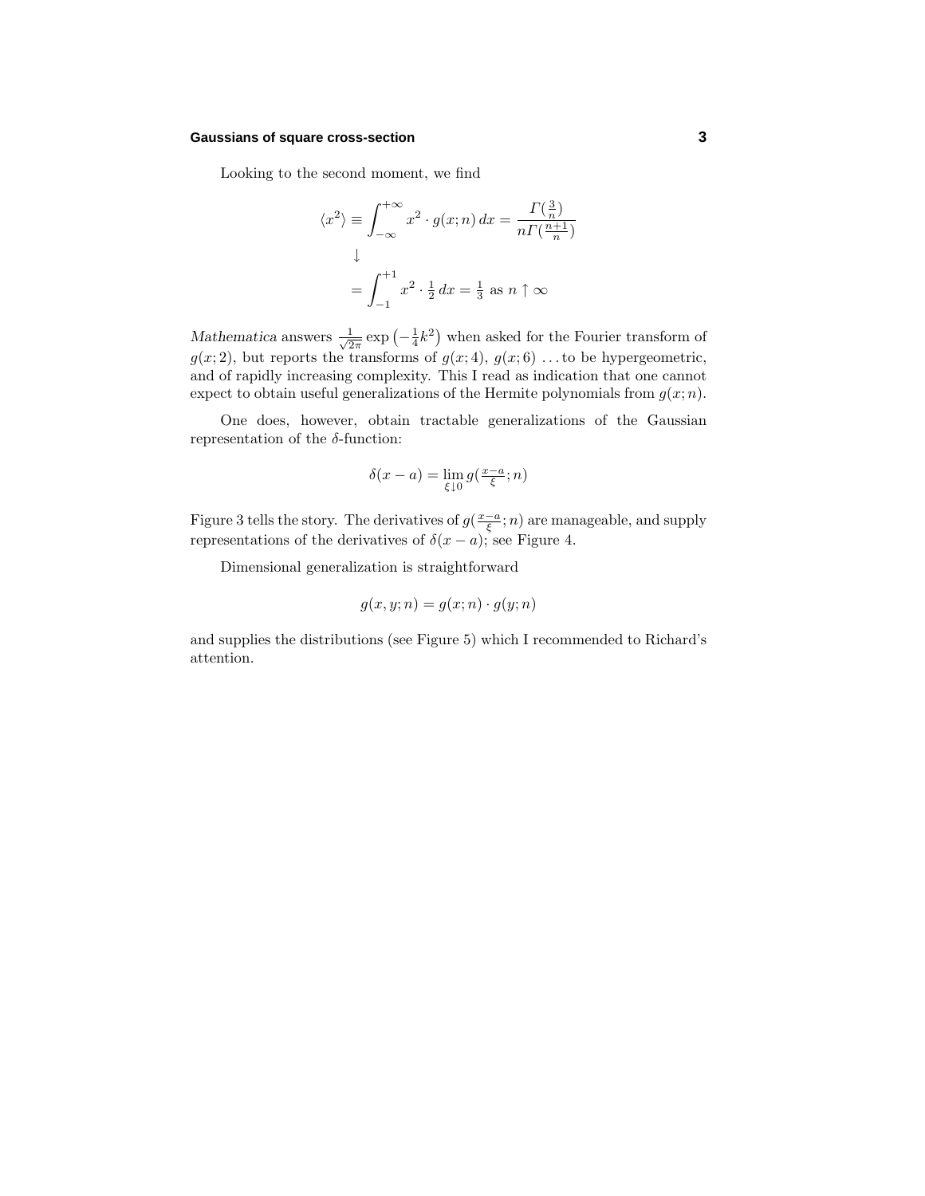Looking to the second moment, we find

$$\langle x^2 \rangle \equiv \int_{-\infty}^{+\infty} x^2 \cdot g(x;n)\,dx = \frac{\Gamma(\frac{3}{n})}{n\Gamma(\frac{n+1}{n})}$$

$$\downarrow$$

$$= \int_{-1}^{+1} x^2 \cdot \tfrac{1}{2}\,dx = \tfrac{1}{3} \text{ as } n \uparrow \infty$$

*Mathematica* answers $\frac{1}{\sqrt{2\pi}} \exp\left(-\frac{1}{4}k^2\right)$ when asked for the Fourier transform of $g(x;2)$, but reports the transforms of $g(x;4)$, $g(x;6)$ ... to be hypergeometric, and of rapidly increasing complexity. This I read as indication that one cannot expect to obtain useful generalizations of the Hermite polynomials from $g(x;n)$.

One does, however, obtain tractable generalizations of the Gaussian representation of the $\delta$-function:

$$\delta(x-a) = \lim_{\xi \downarrow 0} g(\tfrac{x-a}{\xi};n)$$

Figure 3 tells the story. The derivatives of $g(\frac{x-a}{\xi};n)$ are manageable, and supply representations of the derivatives of $\delta(x-a)$; see Figure 4.

Dimensional generalization is straightforward

$$g(x,y;n) = g(x;n) \cdot g(y;n)$$

and supplies the distributions (see Figure 5) which I recommended to Richard's attention.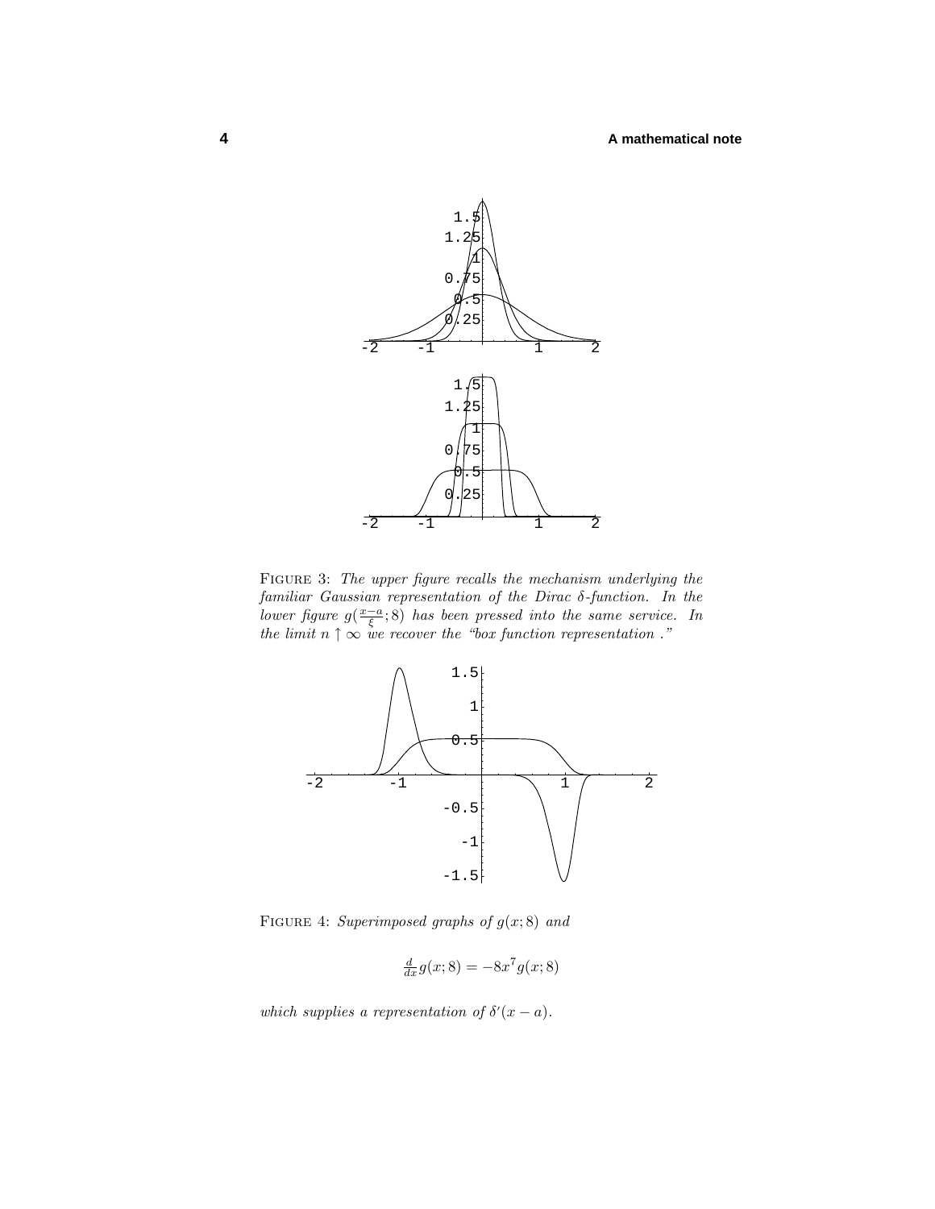FIGURE 3: *The upper figure recalls the mechanism underlying the familiar Gaussian representation of the Dirac δ-function. In the lower figure* $g(\frac{x-a}{\xi};8)$ *has been pressed into the same service. In the limit* $n \uparrow \infty$ *we recover the "box function representation."*

FIGURE 4: *Superimposed graphs of* $g(x;8)$ *and*

$$\tfrac{d}{dx}g(x;8) = -8x^7 g(x;8)$$

*which supplies a representation of* $\delta'(x-a)$.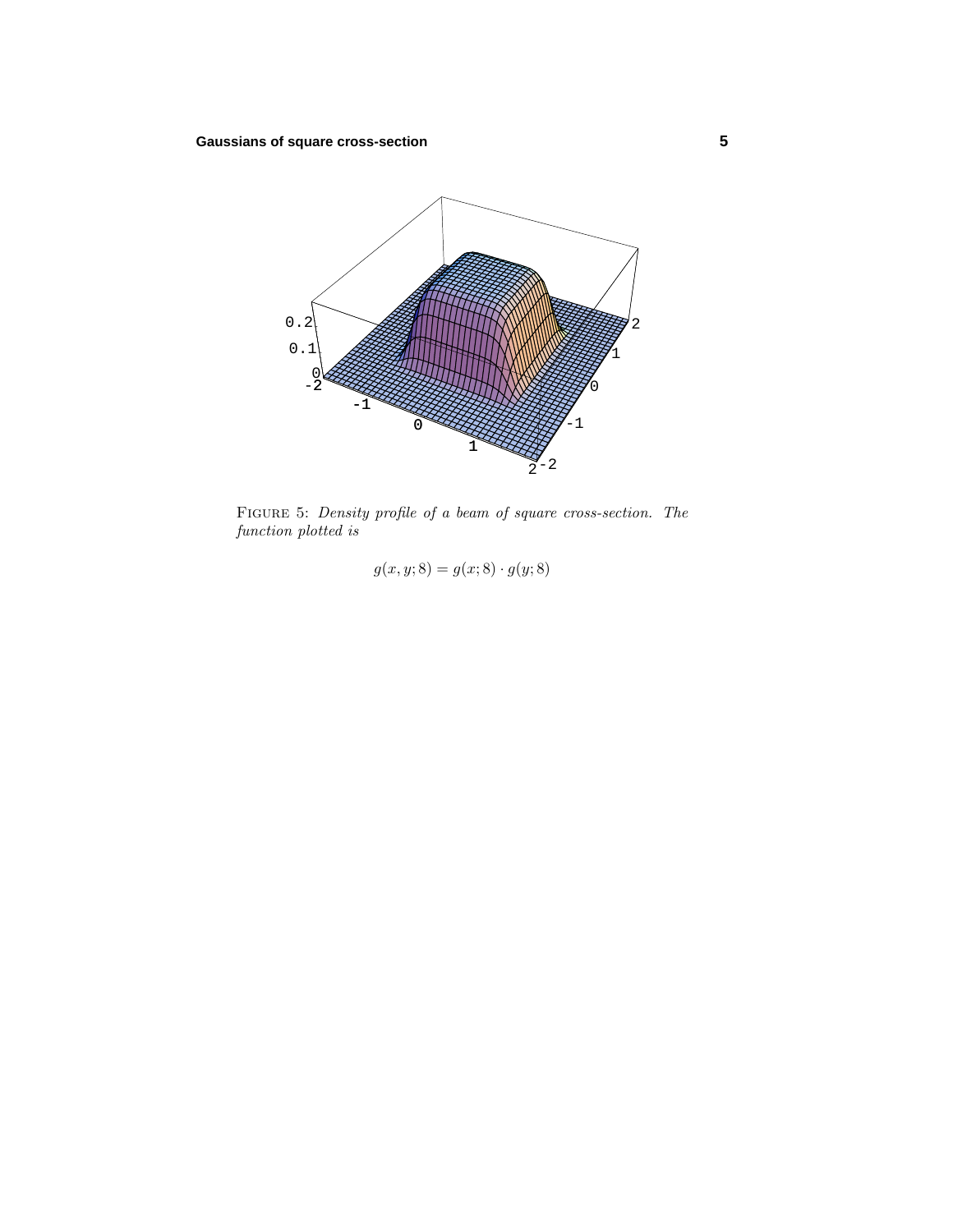0.2
0.1
0
-2
-1
0
1
2
-2
-1
0
1
2

FIGURE 5: *Density profile of a beam of square cross-section. The function plotted is*

$$g(x,y;8) = g(x;8) \cdot g(y;8)$$